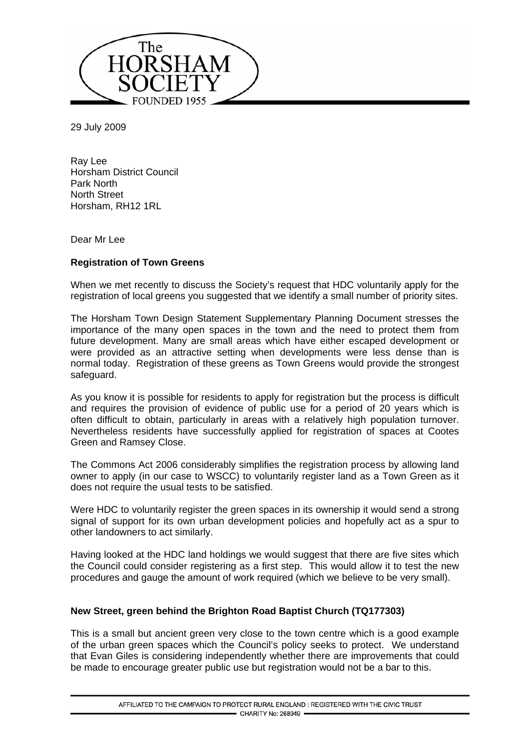The HORSHAM SOCIETY FOUNDED 1955

29 July 2009

Ray Lee
Horsham District Council
Park North
North Street
Horsham, RH12 1RL

Dear Mr Lee

**Registration of Town Greens**

When we met recently to discuss the Society's request that HDC voluntarily apply for the registration of local greens you suggested that we identify a small number of priority sites.

The Horsham Town Design Statement Supplementary Planning Document stresses the importance of the many open spaces in the town and the need to protect them from future development. Many are small areas which have either escaped development or were provided as an attractive setting when developments were less dense than is normal today. Registration of these greens as Town Greens would provide the strongest safeguard.

As you know it is possible for residents to apply for registration but the process is difficult and requires the provision of evidence of public use for a period of 20 years which is often difficult to obtain, particularly in areas with a relatively high population turnover. Nevertheless residents have successfully applied for registration of spaces at Cootes Green and Ramsey Close.

The Commons Act 2006 considerably simplifies the registration process by allowing land owner to apply (in our case to WSCC) to voluntarily register land as a Town Green as it does not require the usual tests to be satisfied.

Were HDC to voluntarily register the green spaces in its ownership it would send a strong signal of support for its own urban development policies and hopefully act as a spur to other landowners to act similarly.

Having looked at the HDC land holdings we would suggest that there are five sites which the Council could consider registering as a first step. This would allow it to test the new procedures and gauge the amount of work required (which we believe to be very small).

**New Street, green behind the Brighton Road Baptist Church (TQ177303)**

This is a small but ancient green very close to the town centre which is a good example of the urban green spaces which the Council's policy seeks to protect. We understand that Evan Giles is considering independently whether there are improvements that could be made to encourage greater public use but registration would not be a bar to this.

AFFILIATED TO THE CAMPAIGN TO PROTECT RURAL ENGLAND : REGISTERED WITH THE CIVIC TRUST
CHARITY No: 268949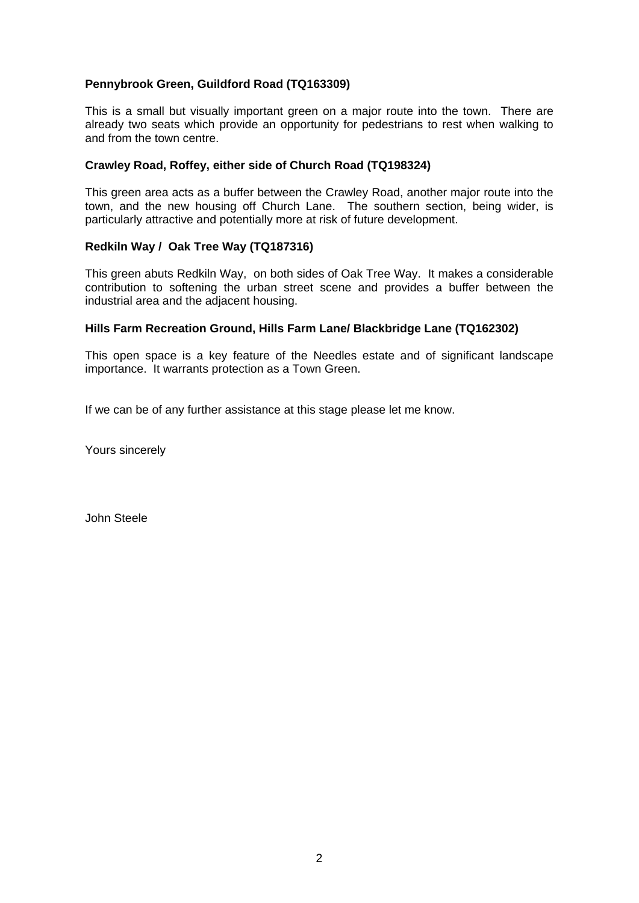**Pennybrook Green, Guildford Road (TQ163309)**

This is a small but visually important green on a major route into the town. There are already two seats which provide an opportunity for pedestrians to rest when walking to and from the town centre.

**Crawley Road, Roffey, either side of Church Road (TQ198324)**

This green area acts as a buffer between the Crawley Road, another major route into the town, and the new housing off Church Lane. The southern section, being wider, is particularly attractive and potentially more at risk of future development.

**Redkiln Way / Oak Tree Way (TQ187316)**

This green abuts Redkiln Way, on both sides of Oak Tree Way. It makes a considerable contribution to softening the urban street scene and provides a buffer between the industrial area and the adjacent housing.

**Hills Farm Recreation Ground, Hills Farm Lane/ Blackbridge Lane (TQ162302)**

This open space is a key feature of the Needles estate and of significant landscape importance. It warrants protection as a Town Green.

If we can be of any further assistance at this stage please let me know.

Yours sincerely

John Steele